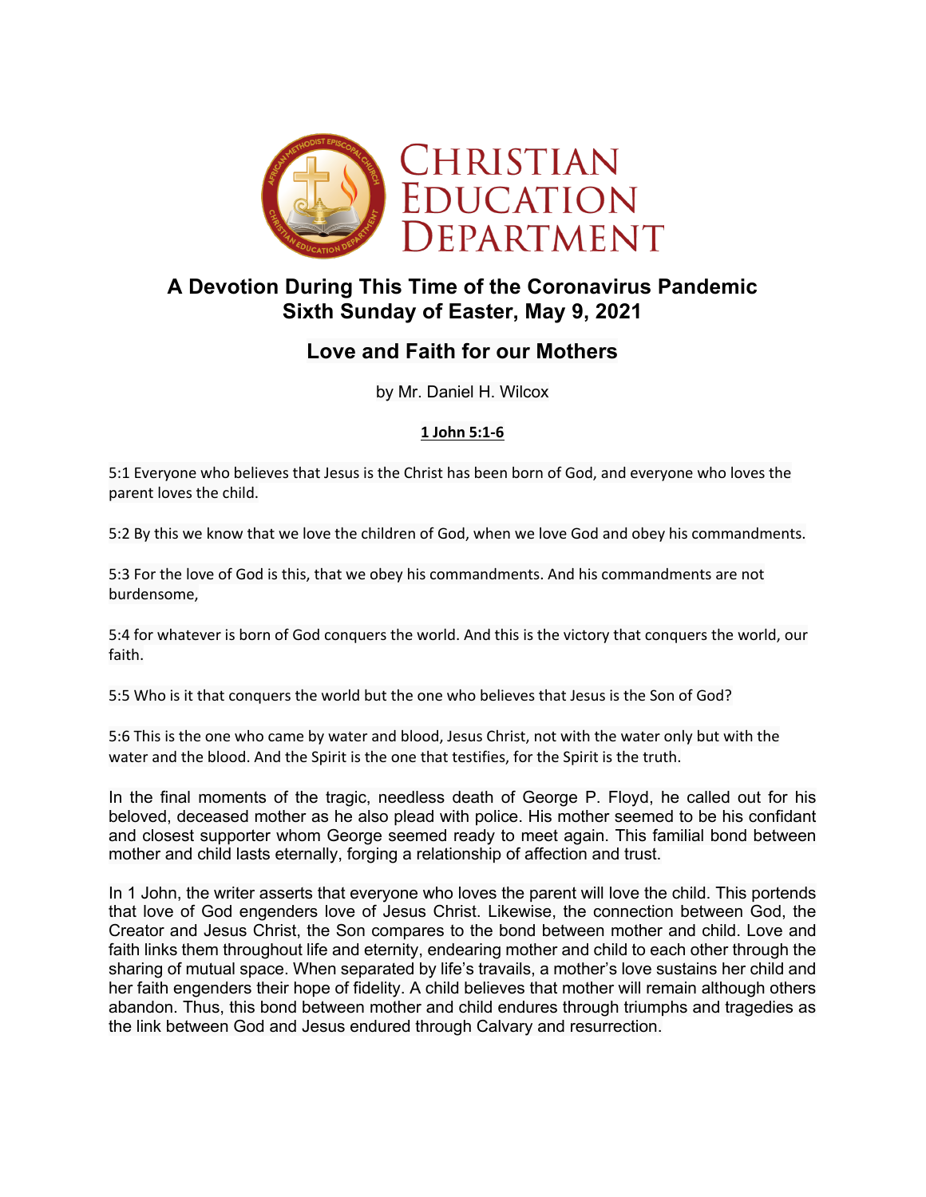# Christian Education Department

## A Devotion During This Time of the Coronavirus Pandemic
## Sixth Sunday of Easter, May 9, 2021

## Love and Faith for our Mothers

by Mr. Daniel H. Wilcox

**1 John 5:1-6**

5:1 Everyone who believes that Jesus is the Christ has been born of God, and everyone who loves the parent loves the child.

5:2 By this we know that we love the children of God, when we love God and obey his commandments.

5:3 For the love of God is this, that we obey his commandments. And his commandments are not burdensome,

5:4 for whatever is born of God conquers the world. And this is the victory that conquers the world, our faith.

5:5 Who is it that conquers the world but the one who believes that Jesus is the Son of God?

5:6 This is the one who came by water and blood, Jesus Christ, not with the water only but with the water and the blood. And the Spirit is the one that testifies, for the Spirit is the truth.

In the final moments of the tragic, needless death of George P. Floyd, he called out for his beloved, deceased mother as he also plead with police. His mother seemed to be his confidant and closest supporter whom George seemed ready to meet again. This familial bond between mother and child lasts eternally, forging a relationship of affection and trust.

In 1 John, the writer asserts that everyone who loves the parent will love the child. This portends that love of God engenders love of Jesus Christ. Likewise, the connection between God, the Creator and Jesus Christ, the Son compares to the bond between mother and child. Love and faith links them throughout life and eternity, endearing mother and child to each other through the sharing of mutual space. When separated by life's travails, a mother's love sustains her child and her faith engenders their hope of fidelity. A child believes that mother will remain although others abandon. Thus, this bond between mother and child endures through triumphs and tragedies as the link between God and Jesus endured through Calvary and resurrection.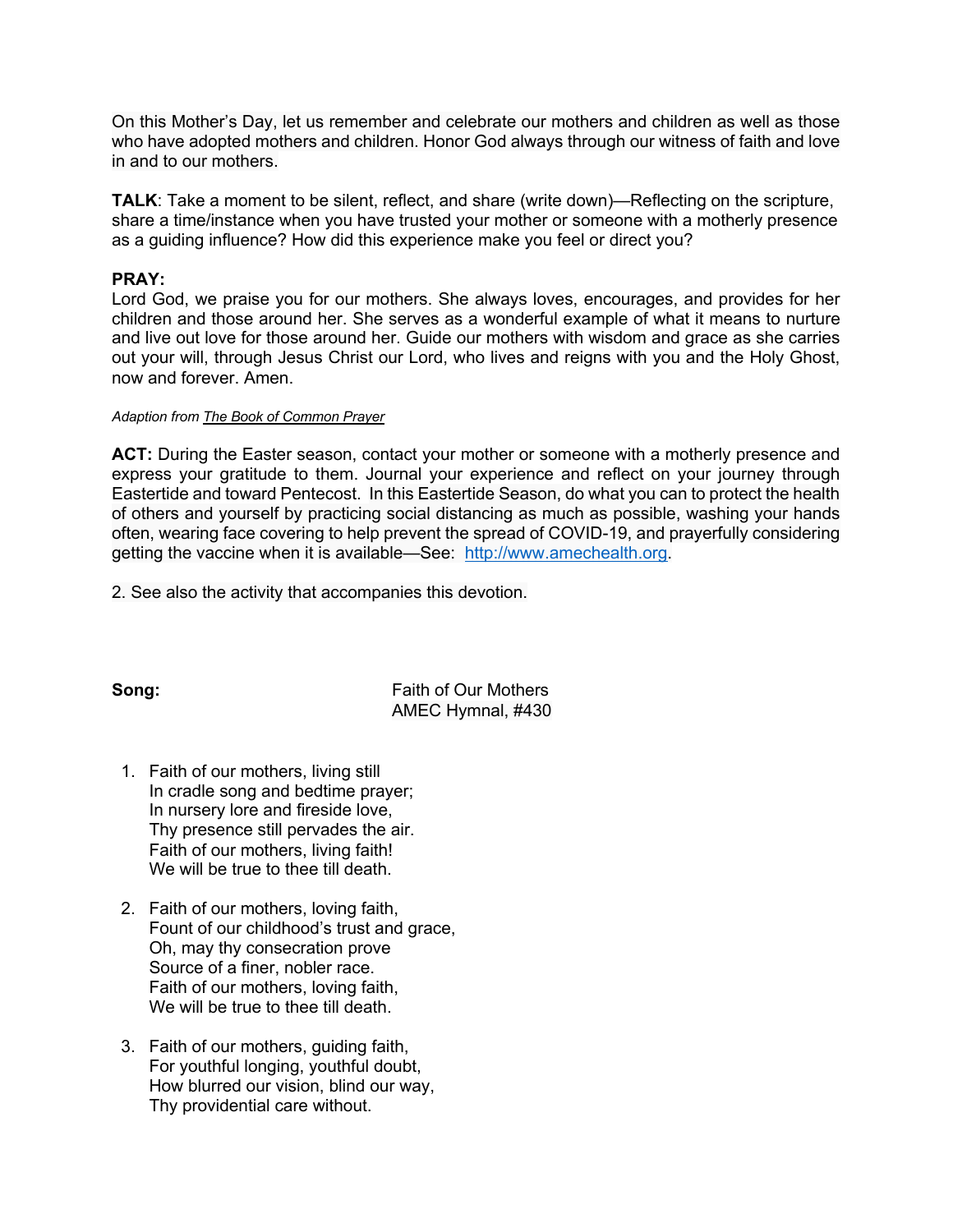On this Mother's Day, let us remember and celebrate our mothers and children as well as those who have adopted mothers and children. Honor God always through our witness of faith and love in and to our mothers.

**TALK**: Take a moment to be silent, reflect, and share (write down)—Reflecting on the scripture, share a time/instance when you have trusted your mother or someone with a motherly presence as a guiding influence? How did this experience make you feel or direct you?

**PRAY:**
Lord God, we praise you for our mothers. She always loves, encourages, and provides for her children and those around her. She serves as a wonderful example of what it means to nurture and live out love for those around her. Guide our mothers with wisdom and grace as she carries out your will, through Jesus Christ our Lord, who lives and reigns with you and the Holy Ghost, now and forever. Amen.

*Adaption from The Book of Common Prayer*

**ACT:** During the Easter season, contact your mother or someone with a motherly presence and express your gratitude to them. Journal your experience and reflect on your journey through Eastertide and toward Pentecost. In this Eastertide Season, do what you can to protect the health of others and yourself by practicing social distancing as much as possible, washing your hands often, wearing face covering to help prevent the spread of COVID-19, and prayerfully considering getting the vaccine when it is available—See: [http://www.amechealth.org](http://www.amechealth.org).

2. See also the activity that accompanies this devotion.

**Song:** Faith of Our Mothers
AMEC Hymnal, #430

1. Faith of our mothers, living still
   In cradle song and bedtime prayer;
   In nursery lore and fireside love,
   Thy presence still pervades the air.
   Faith of our mothers, living faith!
   We will be true to thee till death.

2. Faith of our mothers, loving faith,
   Fount of our childhood's trust and grace,
   Oh, may thy consecration prove
   Source of a finer, nobler race.
   Faith of our mothers, loving faith,
   We will be true to thee till death.

3. Faith of our mothers, guiding faith,
   For youthful longing, youthful doubt,
   How blurred our vision, blind our way,
   Thy providential care without.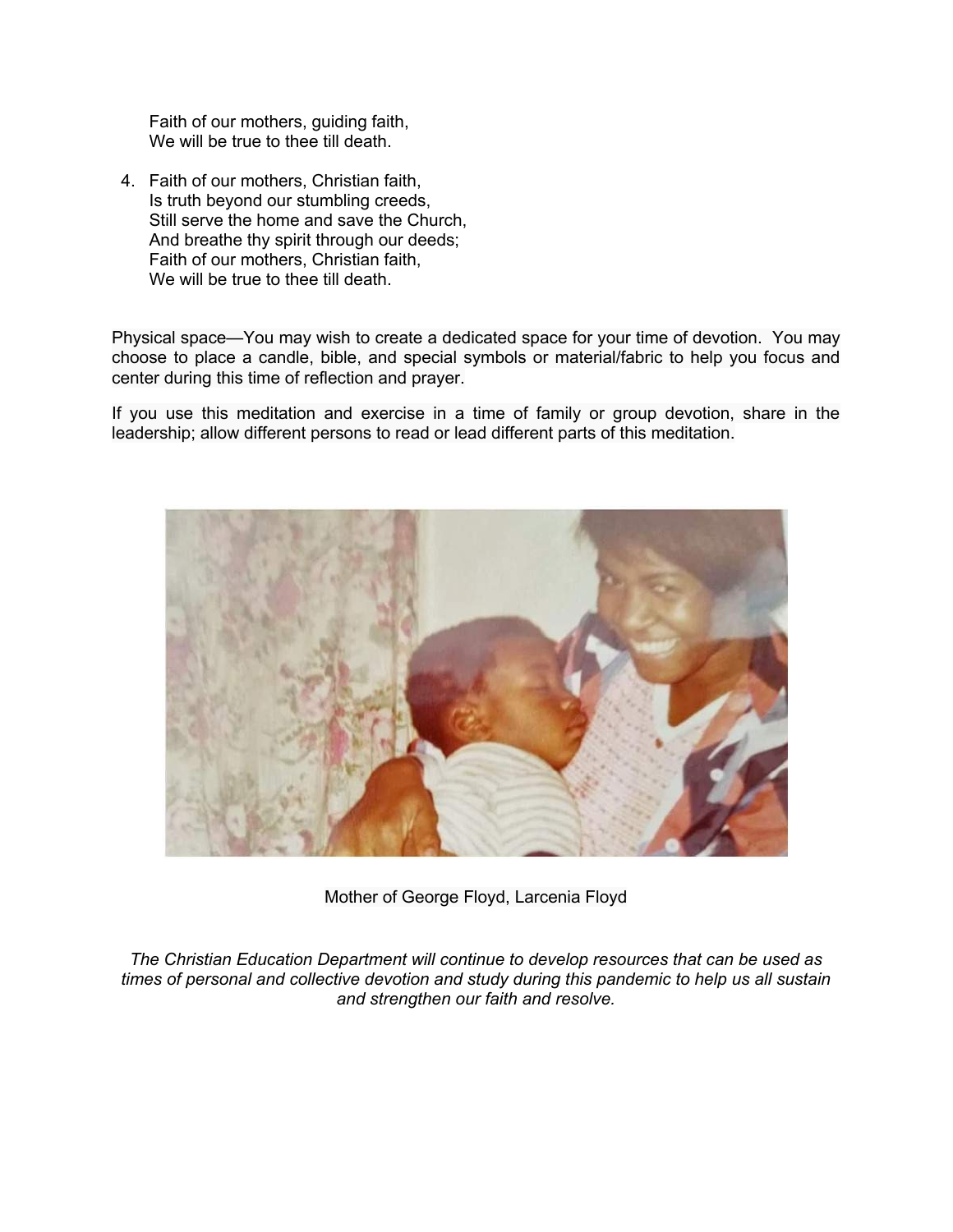Faith of our mothers, guiding faith,
We will be true to thee till death.

4. Faith of our mothers, Christian faith,
   Is truth beyond our stumbling creeds,
   Still serve the home and save the Church,
   And breathe thy spirit through our deeds;
   Faith of our mothers, Christian faith,
   We will be true to thee till death.

Physical space—You may wish to create a dedicated space for your time of devotion. You may choose to place a candle, bible, and special symbols or material/fabric to help you focus and center during this time of reflection and prayer.

If you use this meditation and exercise in a time of family or group devotion, share in the leadership; allow different persons to read or lead different parts of this meditation.

Mother of George Floyd, Larcenia Floyd

*The Christian Education Department will continue to develop resources that can be used as times of personal and collective devotion and study during this pandemic to help us all sustain and strengthen our faith and resolve.*